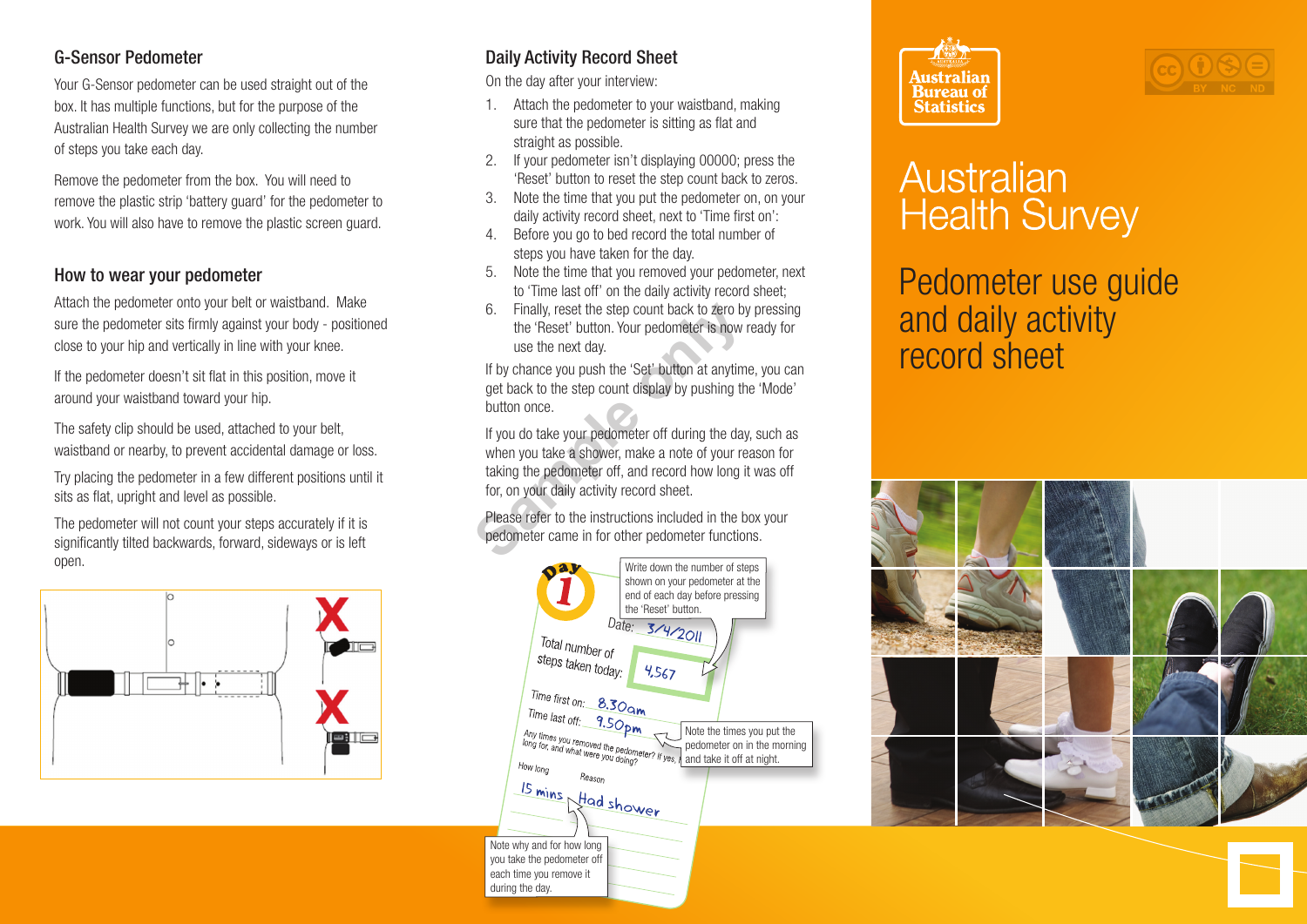## G-Sensor Pedometer

Your G-Sensor pedometer can be used straight out of the box. It has multiple functions, but for the purpose of the Australian Health Survey we are only collecting the number of steps you take each day.

Remove the pedometer from the box. You will need to remove the plastic strip 'battery guard' for the pedometer to work. You will also have to remove the plastic screen guard.

## How to wear your pedometer

Attach the pedometer onto your belt or waistband. Make sure the pedometer sits firmly against your body - positioned close to your hip and vertically in line with your knee.

If the pedometer doesn't sit flat in this position, move it around your waistband toward your hip.

The safety clip should be used, attached to your belt, waistband or nearby, to prevent accidental damage or loss.

Try placing the pedometer in a few different positions until it sits as flat, upright and level as possible.

The pedometer will not count your steps accurately if it is significantly tilted backwards, forward, sideways or is left open.

## Daily Activity Record Sheet

On the day after your interview:

1. Attach the pedometer to your waistband, making sure that the pedometer is sitting as flat and straight as possible.
2. If your pedometer isn't displaying 00000; press the 'Reset' button to reset the step count back to zeros.
3. Note the time that you put the pedometer on, on your daily activity record sheet, next to 'Time first on':
4. Before you go to bed record the total number of steps you have taken for the day.
5. Note the time that you removed your pedometer, next to 'Time last off' on the daily activity record sheet;
6. Finally, reset the step count back to zero by pressing the 'Reset' button. Your pedometer is now ready for use the next day.

If by chance you push the 'Set' button at anytime, you can get back to the step count display by pushing the 'Mode' button once.

If you do take your pedometer off during the day, such as when you take a shower, make a note of your reason for taking the pedometer off, and record how long it was off for, on your daily activity record sheet.

Please refer to the instructions included in the box your pedometer came in for other pedometer functions.

Sample only

Day 1

Write down the number of steps shown on your pedometer at the end of each day before pressing the 'Reset' button.

Date: 3/4/2011

Total number of steps taken today: 4,567

Time first on: 8.30am

Time last off: 9.50pm

Note the times you put the pedometer on in the morning and take it off at night.

Any times you removed the pedometer? If yes, how long for, and what were you doing?

| How long | Reason |
| --- | --- |
| 15 mins | Had shower |

Note why and for how long you take the pedometer off each time you remove it during the day.

Australian Bureau of Statistics

# Australian Health Survey

## Pedometer use guide and daily activity record sheet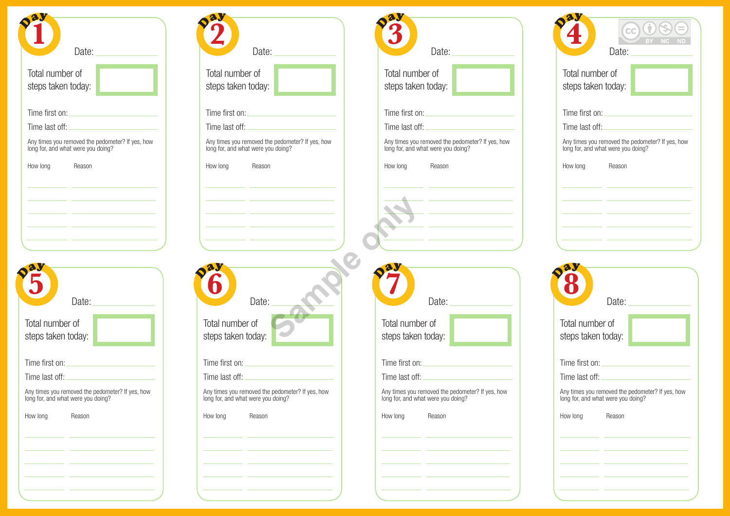## Day 1

Date: ____________

Total number of steps taken today: [ ]

Time first on: ____________

Time last off: ____________

Any times you removed the pedometer? If yes, how long for, and what were you doing?

| How long | Reason |
|---|---|
| | |
| | |
| | |
| | |
| | |

## Day 2

Date: ____________

Total number of steps taken today: [ ]

Time first on: ____________

Time last off: ____________

Any times you removed the pedometer? If yes, how long for, and what were you doing?

| How long | Reason |
|---|---|
| | |
| | |
| | |
| | |
| | |

## Day 3

Date: ____________

Total number of steps taken today: [ ]

Time first on: ____________

Time last off: ____________

Any times you removed the pedometer? If yes, how long for, and what were you doing?

| How long | Reason |
|---|---|
| | |
| | |
| | |
| | |
| | |

## Day 4

CC BY NC ND

Date: ____________

Total number of steps taken today: [ ]

Time first on: ____________

Time last off: ____________

Any times you removed the pedometer? If yes, how long for, and what were you doing?

| How long | Reason |
|---|---|
| | |
| | |
| | |
| | |
| | |

## Day 5

Date: ____________

Total number of steps taken today: [ ]

Time first on: ____________

Time last off: ____________

Any times you removed the pedometer? If yes, how long for, and what were you doing?

| How long | Reason |
|---|---|
| | |
| | |
| | |
| | |
| | |

## Day 6

Date: ____________

Total number of steps taken today: [ ]

Time first on: ____________

Time last off: ____________

Any times you removed the pedometer? If yes, how long for, and what were you doing?

| How long | Reason |
|---|---|
| | |
| | |
| | |
| | |
| | |

## Day 7

Date: ____________

Total number of steps taken today: [ ]

Time first on: ____________

Time last off: ____________

Any times you removed the pedometer? If yes, how long for, and what were you doing?

| How long | Reason |
|---|---|
| | |
| | |
| | |
| | |
| | |

## Day 8

Date: ____________

Total number of steps taken today: [ ]

Time first on: ____________

Time last off: ____________

Any times you removed the pedometer? If yes, how long for, and what were you doing?

| How long | Reason |
|---|---|
| | |
| | |
| | |
| | |
| | |

Sample only